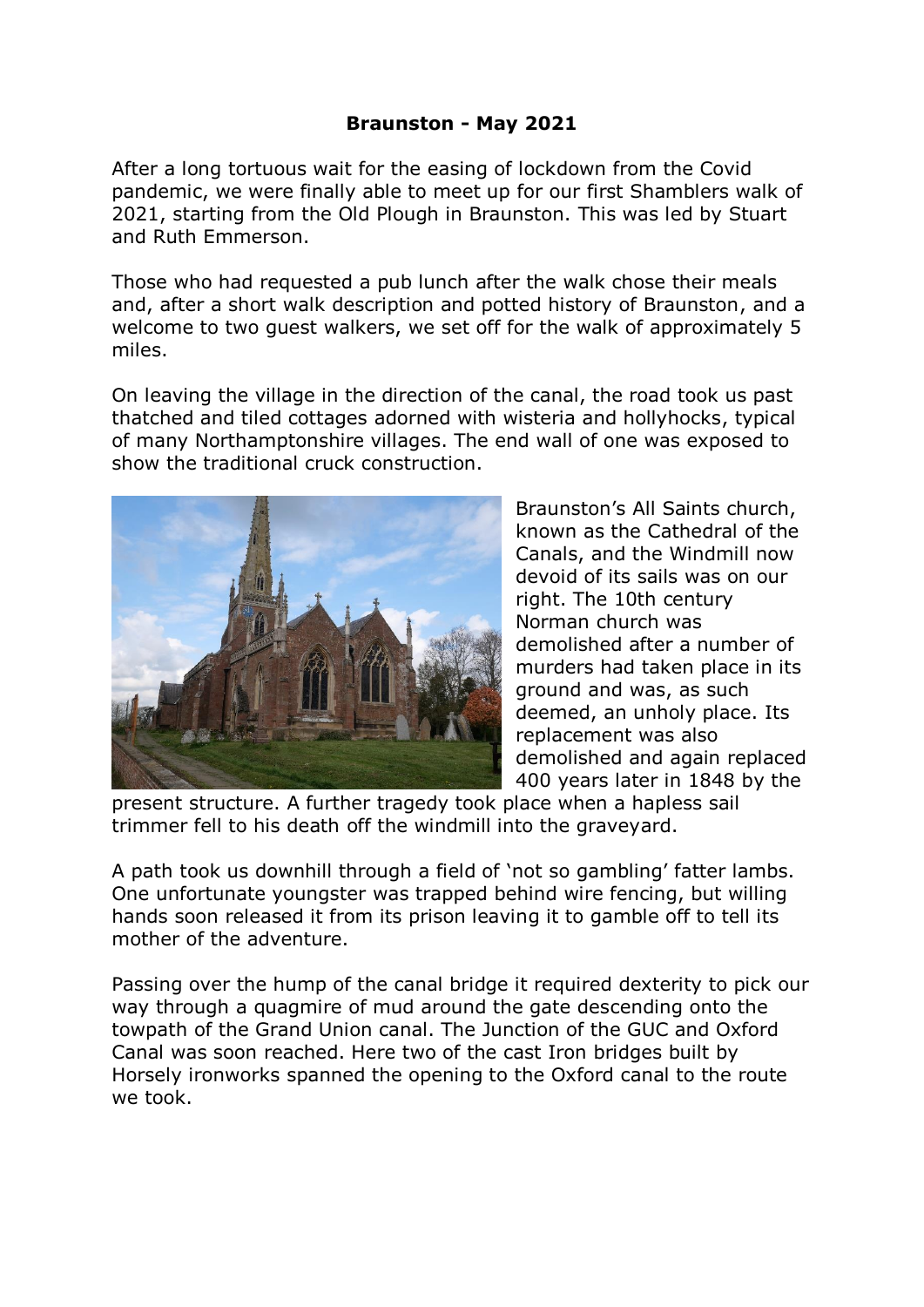**Braunston - May 2021**

After a long tortuous wait for the easing of lockdown from the Covid pandemic, we were finally able to meet up for our first Shamblers walk of 2021, starting from the Old Plough in Braunston. This was led by Stuart and Ruth Emmerson.

Those who had requested a pub lunch after the walk chose their meals and, after a short walk description and potted history of Braunston, and a welcome to two guest walkers, we set off for the walk of approximately 5 miles.

On leaving the village in the direction of the canal, the road took us past thatched and tiled cottages adorned with wisteria and hollyhocks, typical of many Northamptonshire villages. The end wall of one was exposed to show the traditional cruck construction.

Braunston's All Saints church, known as the Cathedral of the Canals, and the Windmill now devoid of its sails was on our right. The 10th century Norman church was demolished after a number of murders had taken place in its ground and was, as such deemed, an unholy place. Its replacement was also demolished and again replaced 400 years later in 1848 by the present structure. A further tragedy took place when a hapless sail trimmer fell to his death off the windmill into the graveyard.

A path took us downhill through a field of 'not so gambling' fatter lambs. One unfortunate youngster was trapped behind wire fencing, but willing hands soon released it from its prison leaving it to gamble off to tell its mother of the adventure.

Passing over the hump of the canal bridge it required dexterity to pick our way through a quagmire of mud around the gate descending onto the towpath of the Grand Union canal. The Junction of the GUC and Oxford Canal was soon reached. Here two of the cast Iron bridges built by Horsely ironworks spanned the opening to the Oxford canal to the route we took.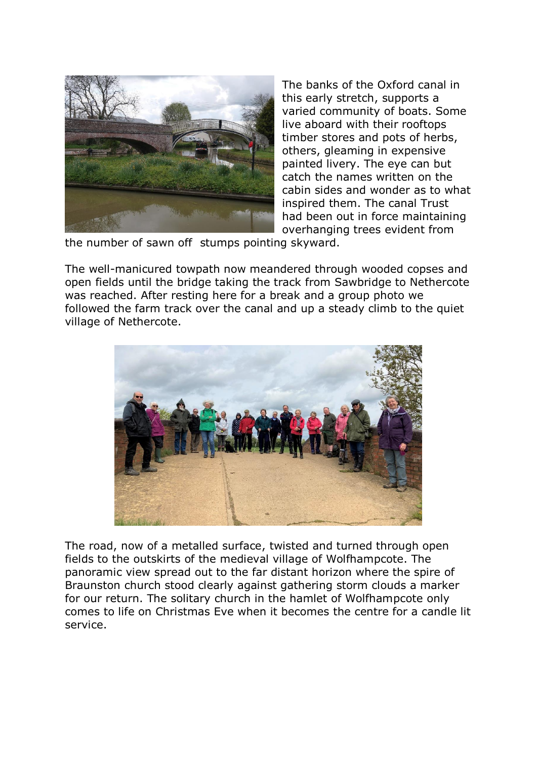The banks of the Oxford canal in this early stretch, supports a varied community of boats. Some live aboard with their rooftops timber stores and pots of herbs, others, gleaming in expensive painted livery. The eye can but catch the names written on the cabin sides and wonder as to what inspired them. The canal Trust had been out in force maintaining overhanging trees evident from the number of sawn off stumps pointing skyward.

The well-manicured towpath now meandered through wooded copses and open fields until the bridge taking the track from Sawbridge to Nethercote was reached. After resting here for a break and a group photo we followed the farm track over the canal and up a steady climb to the quiet village of Nethercote.

The road, now of a metalled surface, twisted and turned through open fields to the outskirts of the medieval village of Wolfhampcote. The panoramic view spread out to the far distant horizon where the spire of Braunston church stood clearly against gathering storm clouds a marker for our return. The solitary church in the hamlet of Wolfhampcote only comes to life on Christmas Eve when it becomes the centre for a candle lit service.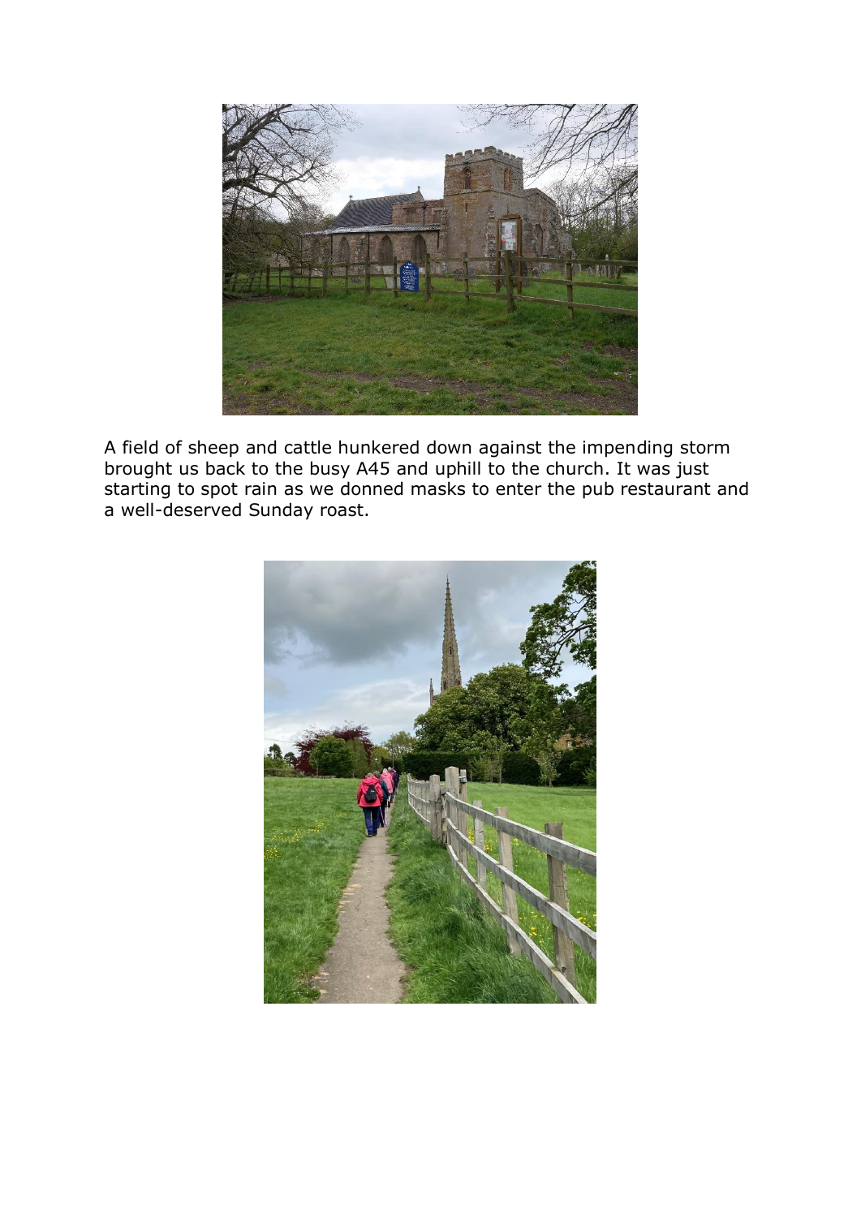A field of sheep and cattle hunkered down against the impending storm brought us back to the busy A45 and uphill to the church. It was just starting to spot rain as we donned masks to enter the pub restaurant and a well-deserved Sunday roast.